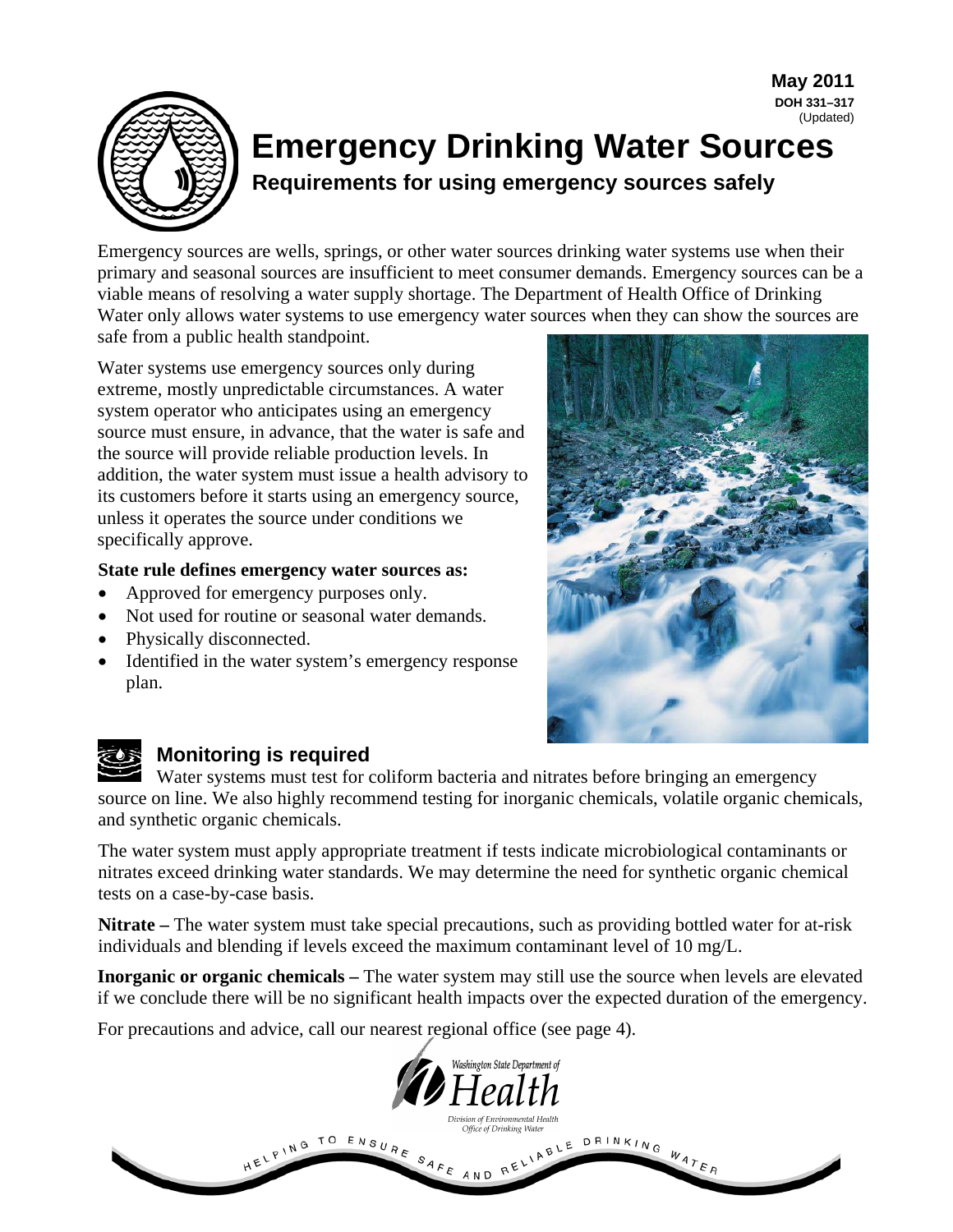May 2011
DOH 331–317
(Updated)

# Emergency Drinking Water Sources

## Requirements for using emergency sources safely

Emergency sources are wells, springs, or other water sources drinking water systems use when their primary and seasonal sources are insufficient to meet consumer demands. Emergency sources can be a viable means of resolving a water supply shortage. The Department of Health Office of Drinking Water only allows water systems to use emergency water sources when they can show the sources are safe from a public health standpoint.

Water systems use emergency sources only during extreme, mostly unpredictable circumstances. A water system operator who anticipates using an emergency source must ensure, in advance, that the water is safe and the source will provide reliable production levels. In addition, the water system must issue a health advisory to its customers before it starts using an emergency source, unless it operates the source under conditions we specifically approve.

**State rule defines emergency water sources as:**

- Approved for emergency purposes only.
- Not used for routine or seasonal water demands.
- Physically disconnected.
- Identified in the water system's emergency response plan.

### Monitoring is required

Water systems must test for coliform bacteria and nitrates before bringing an emergency source on line. We also highly recommend testing for inorganic chemicals, volatile organic chemicals, and synthetic organic chemicals.

The water system must apply appropriate treatment if tests indicate microbiological contaminants or nitrates exceed drinking water standards. We may determine the need for synthetic organic chemical tests on a case-by-case basis.

**Nitrate –** The water system must take special precautions, such as providing bottled water for at-risk individuals and blending if levels exceed the maximum contaminant level of 10 mg/L.

**Inorganic or organic chemicals –** The water system may still use the source when levels are elevated if we conclude there will be no significant health impacts over the expected duration of the emergency.

For precautions and advice, call our nearest regional office (see page 4).

Washington State Department of Health
Division of Environmental Health
Office of Drinking Water

HELPING TO ENSURE SAFE AND RELIABLE DRINKING WATER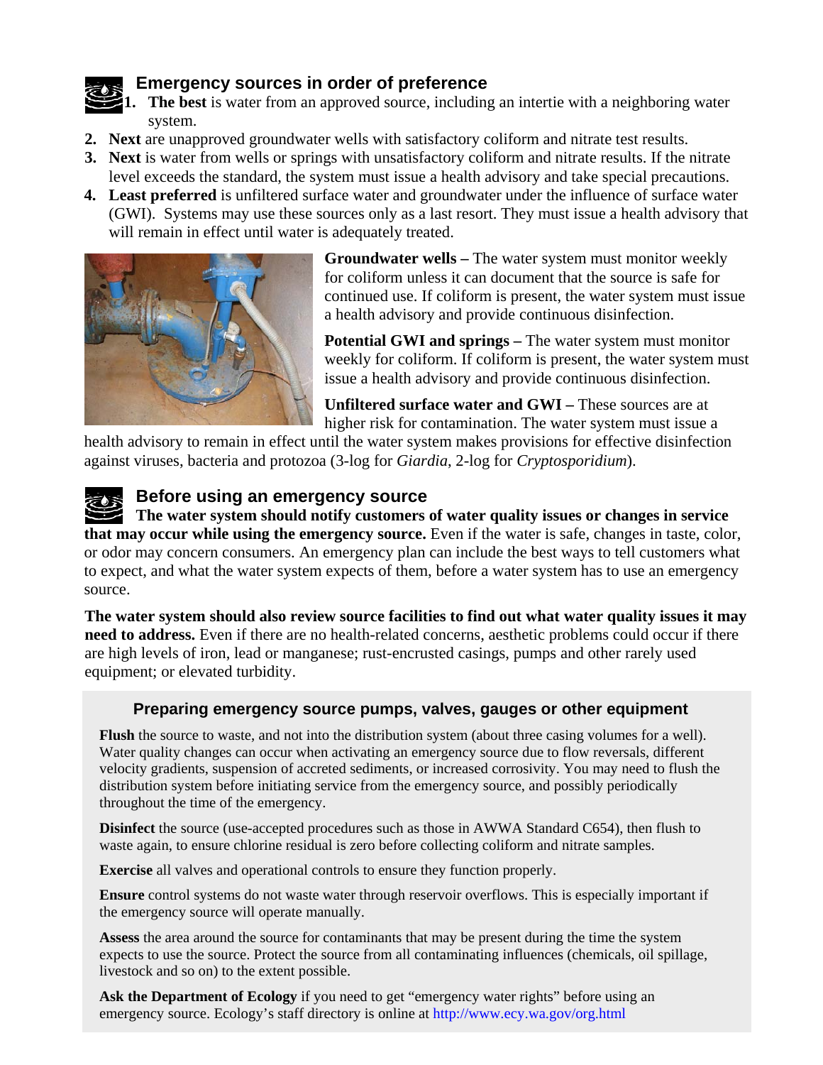## Emergency sources in order of preference

1. **The best** is water from an approved source, including an intertie with a neighboring water system.
2. **Next** are unapproved groundwater wells with satisfactory coliform and nitrate test results.
3. **Next** is water from wells or springs with unsatisfactory coliform and nitrate results. If the nitrate level exceeds the standard, the system must issue a health advisory and take special precautions.
4. **Least preferred** is unfiltered surface water and groundwater under the influence of surface water (GWI). Systems may use these sources only as a last resort. They must issue a health advisory that will remain in effect until water is adequately treated.

**Groundwater wells –** The water system must monitor weekly for coliform unless it can document that the source is safe for continued use. If coliform is present, the water system must issue a health advisory and provide continuous disinfection.

**Potential GWI and springs –** The water system must monitor weekly for coliform. If coliform is present, the water system must issue a health advisory and provide continuous disinfection.

**Unfiltered surface water and GWI –** These sources are at higher risk for contamination. The water system must issue a health advisory to remain in effect until the water system makes provisions for effective disinfection against viruses, bacteria and protozoa (3-log for *Giardia*, 2-log for *Cryptosporidium*).

## Before using an emergency source

**The water system should notify customers of water quality issues or changes in service that may occur while using the emergency source.** Even if the water is safe, changes in taste, color, or odor may concern consumers. An emergency plan can include the best ways to tell customers what to expect, and what the water system expects of them, before a water system has to use an emergency source.

**The water system should also review source facilities to find out what water quality issues it may need to address.** Even if there are no health-related concerns, aesthetic problems could occur if there are high levels of iron, lead or manganese; rust-encrusted casings, pumps and other rarely used equipment; or elevated turbidity.

### Preparing emergency source pumps, valves, gauges or other equipment

**Flush** the source to waste, and not into the distribution system (about three casing volumes for a well). Water quality changes can occur when activating an emergency source due to flow reversals, different velocity gradients, suspension of accreted sediments, or increased corrosivity. You may need to flush the distribution system before initiating service from the emergency source, and possibly periodically throughout the time of the emergency.

**Disinfect** the source (use-accepted procedures such as those in AWWA Standard C654), then flush to waste again, to ensure chlorine residual is zero before collecting coliform and nitrate samples.

**Exercise** all valves and operational controls to ensure they function properly.

**Ensure** control systems do not waste water through reservoir overflows. This is especially important if the emergency source will operate manually.

**Assess** the area around the source for contaminants that may be present during the time the system expects to use the source. Protect the source from all contaminating influences (chemicals, oil spillage, livestock and so on) to the extent possible.

**Ask the Department of Ecology** if you need to get "emergency water rights" before using an emergency source. Ecology's staff directory is online at http://www.ecy.wa.gov/org.html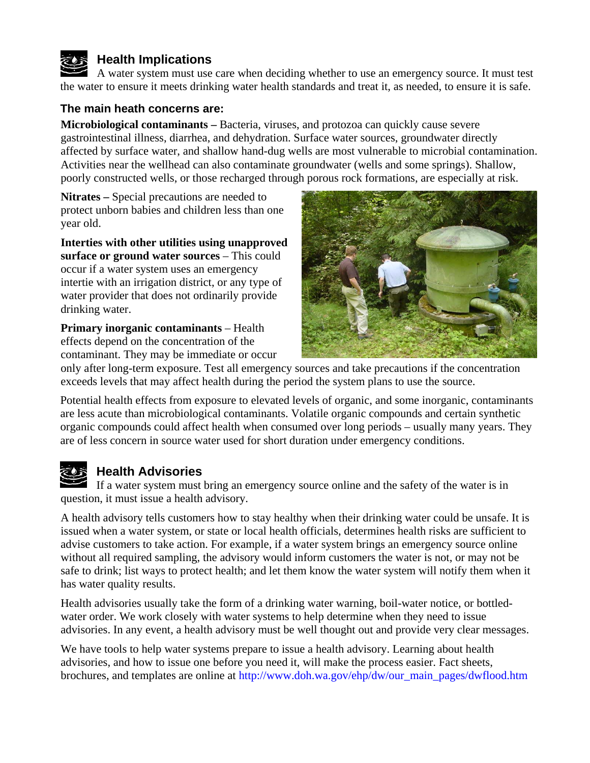## Health Implications

A water system must use care when deciding whether to use an emergency source. It must test the water to ensure it meets drinking water health standards and treat it, as needed, to ensure it is safe.

### The main heath concerns are:

**Microbiological contaminants –** Bacteria, viruses, and protozoa can quickly cause severe gastrointestinal illness, diarrhea, and dehydration. Surface water sources, groundwater directly affected by surface water, and shallow hand-dug wells are most vulnerable to microbial contamination. Activities near the wellhead can also contaminate groundwater (wells and some springs). Shallow, poorly constructed wells, or those recharged through porous rock formations, are especially at risk.

**Nitrates –** Special precautions are needed to protect unborn babies and children less than one year old.

**Interties with other utilities using unapproved surface or ground water sources** – This could occur if a water system uses an emergency intertie with an irrigation district, or any type of water provider that does not ordinarily provide drinking water.

**Primary inorganic contaminants** – Health effects depend on the concentration of the contaminant. They may be immediate or occur only after long-term exposure. Test all emergency sources and take precautions if the concentration exceeds levels that may affect health during the period the system plans to use the source.

Potential health effects from exposure to elevated levels of organic, and some inorganic, contaminants are less acute than microbiological contaminants. Volatile organic compounds and certain synthetic organic compounds could affect health when consumed over long periods – usually many years. They are of less concern in source water used for short duration under emergency conditions.

## Health Advisories

If a water system must bring an emergency source online and the safety of the water is in question, it must issue a health advisory.

A health advisory tells customers how to stay healthy when their drinking water could be unsafe. It is issued when a water system, or state or local health officials, determines health risks are sufficient to advise customers to take action. For example, if a water system brings an emergency source online without all required sampling, the advisory would inform customers the water is not, or may not be safe to drink; list ways to protect health; and let them know the water system will notify them when it has water quality results.

Health advisories usually take the form of a drinking water warning, boil-water notice, or bottled-water order. We work closely with water systems to help determine when they need to issue advisories. In any event, a health advisory must be well thought out and provide very clear messages.

We have tools to help water systems prepare to issue a health advisory. Learning about health advisories, and how to issue one before you need it, will make the process easier. Fact sheets, brochures, and templates are online at http://www.doh.wa.gov/ehp/dw/our_main_pages/dwflood.htm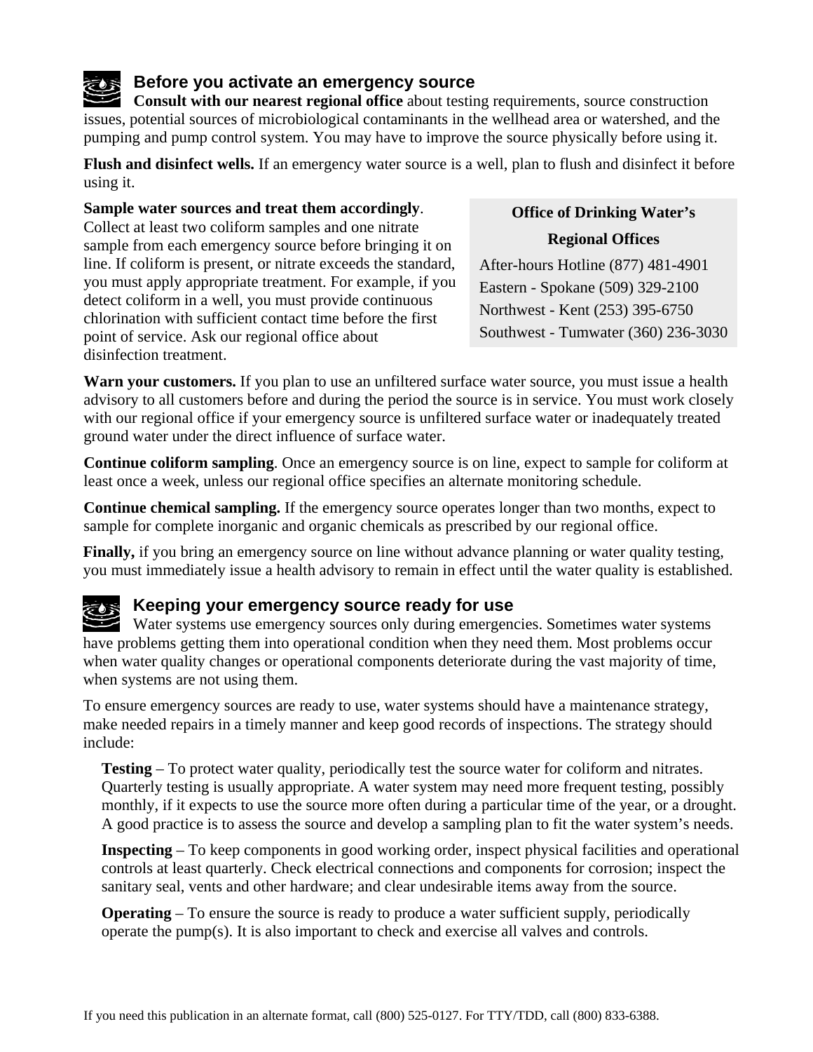## Before you activate an emergency source

**Consult with our nearest regional office** about testing requirements, source construction issues, potential sources of microbiological contaminants in the wellhead area or watershed, and the pumping and pump control system. You may have to improve the source physically before using it.

**Flush and disinfect wells.** If an emergency water source is a well, plan to flush and disinfect it before using it.

**Sample water sources and treat them accordingly**. Collect at least two coliform samples and one nitrate sample from each emergency source before bringing it on line. If coliform is present, or nitrate exceeds the standard, you must apply appropriate treatment. For example, if you detect coliform in a well, you must provide continuous chlorination with sufficient contact time before the first point of service. Ask our regional office about disinfection treatment.

**Office of Drinking Water's Regional Offices**

After-hours Hotline (877) 481-4901
Eastern - Spokane (509) 329-2100
Northwest - Kent (253) 395-6750
Southwest - Tumwater (360) 236-3030

**Warn your customers.** If you plan to use an unfiltered surface water source, you must issue a health advisory to all customers before and during the period the source is in service. You must work closely with our regional office if your emergency source is unfiltered surface water or inadequately treated ground water under the direct influence of surface water.

**Continue coliform sampling**. Once an emergency source is on line, expect to sample for coliform at least once a week, unless our regional office specifies an alternate monitoring schedule.

**Continue chemical sampling.** If the emergency source operates longer than two months, expect to sample for complete inorganic and organic chemicals as prescribed by our regional office.

**Finally,** if you bring an emergency source on line without advance planning or water quality testing, you must immediately issue a health advisory to remain in effect until the water quality is established.

## Keeping your emergency source ready for use

Water systems use emergency sources only during emergencies. Sometimes water systems have problems getting them into operational condition when they need them. Most problems occur when water quality changes or operational components deteriorate during the vast majority of time, when systems are not using them.

To ensure emergency sources are ready to use, water systems should have a maintenance strategy, make needed repairs in a timely manner and keep good records of inspections. The strategy should include:

**Testing** – To protect water quality, periodically test the source water for coliform and nitrates. Quarterly testing is usually appropriate. A water system may need more frequent testing, possibly monthly, if it expects to use the source more often during a particular time of the year, or a drought. A good practice is to assess the source and develop a sampling plan to fit the water system's needs.

**Inspecting** – To keep components in good working order, inspect physical facilities and operational controls at least quarterly. Check electrical connections and components for corrosion; inspect the sanitary seal, vents and other hardware; and clear undesirable items away from the source.

**Operating** – To ensure the source is ready to produce a water sufficient supply, periodically operate the pump(s). It is also important to check and exercise all valves and controls.

If you need this publication in an alternate format, call (800) 525-0127. For TTY/TDD, call (800) 833-6388.